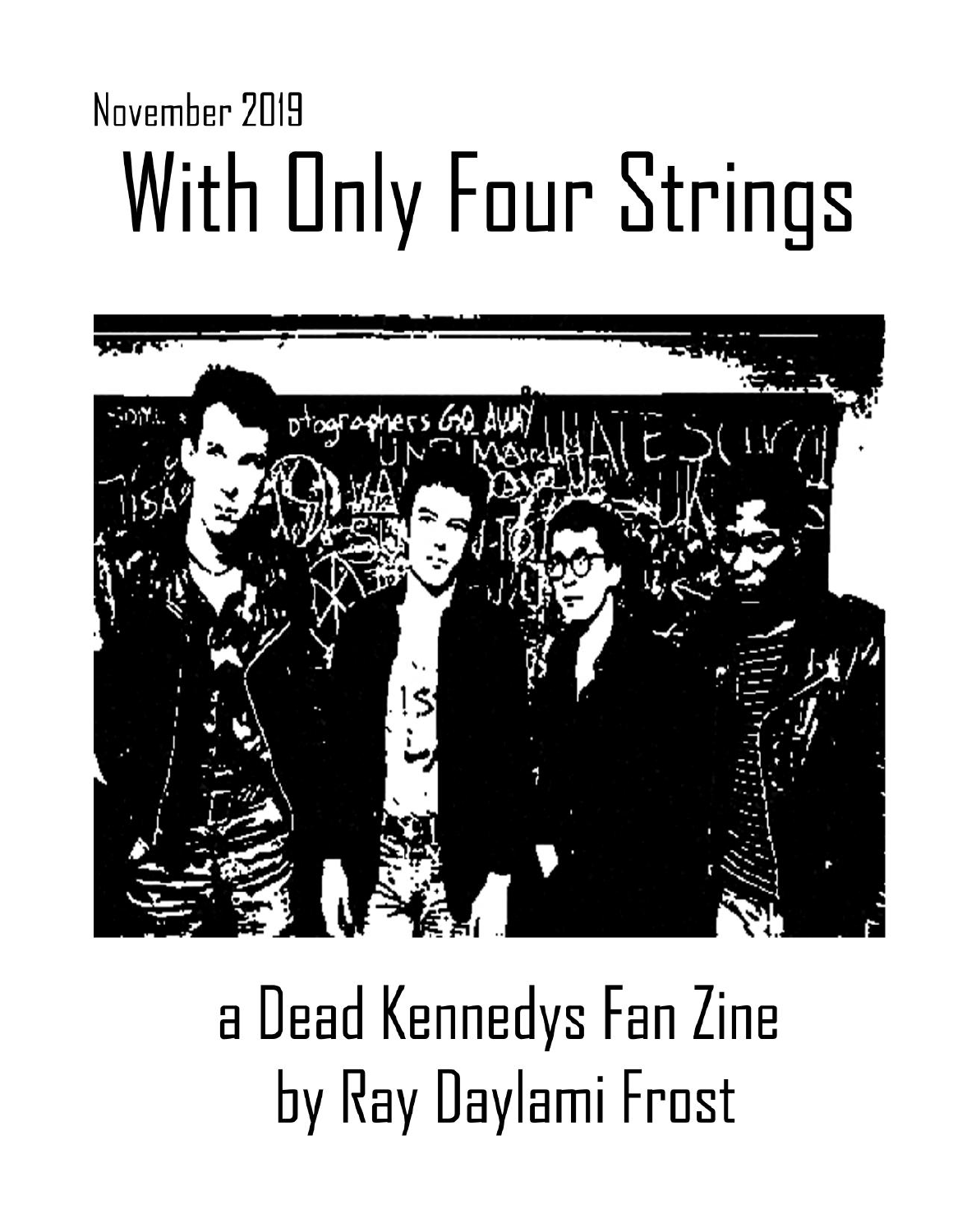November 2019

# With Only Four Strings

a Dead Kennedys Fan Zine
by Ray Daylami Frost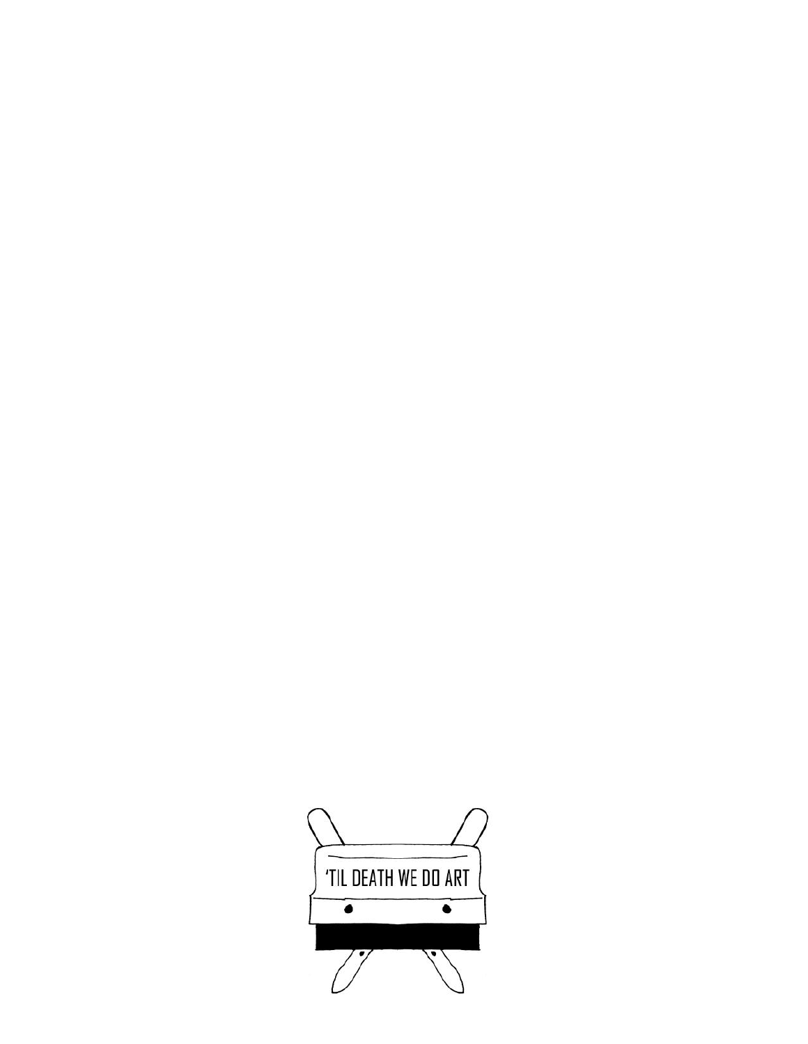'TIL DEATH WE DO ART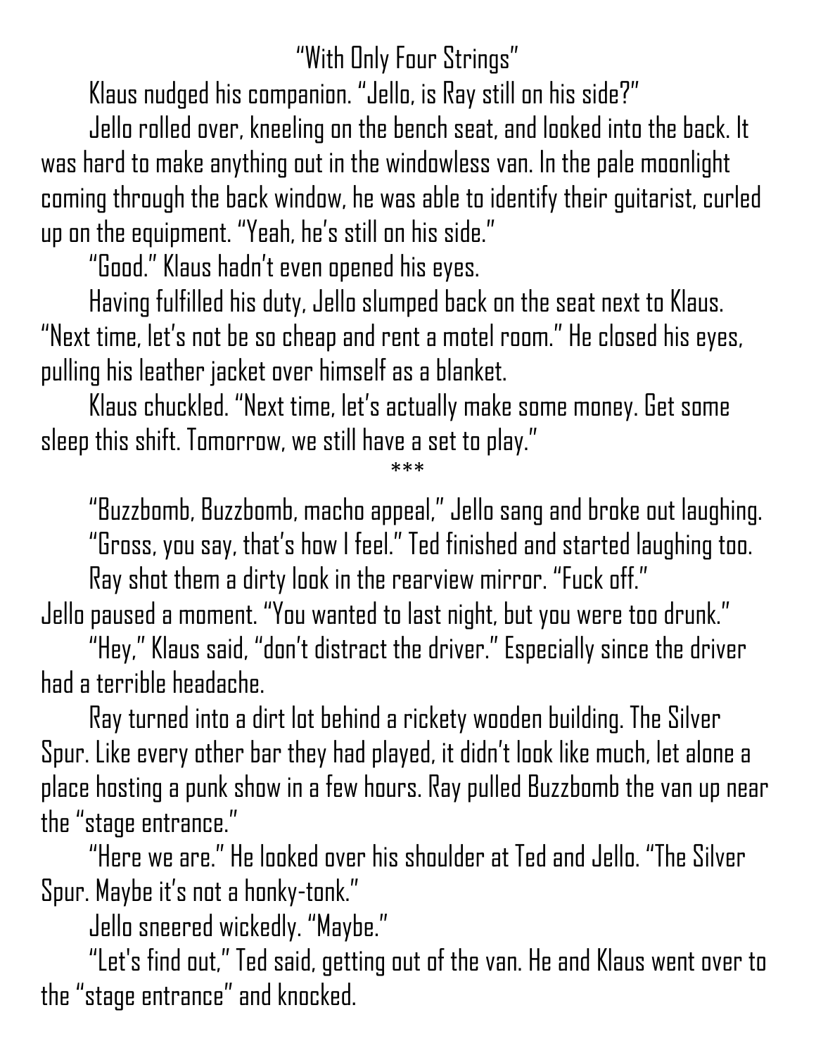"With Only Four Strings"

Klaus nudged his companion. "Jello, is Ray still on his side?"

Jello rolled over, kneeling on the bench seat, and looked into the back. It was hard to make anything out in the windowless van. In the pale moonlight coming through the back window, he was able to identify their guitarist, curled up on the equipment. "Yeah, he's still on his side."

"Good." Klaus hadn't even opened his eyes.

Having fulfilled his duty, Jello slumped back on the seat next to Klaus. "Next time, let's not be so cheap and rent a motel room." He closed his eyes, pulling his leather jacket over himself as a blanket.

Klaus chuckled. "Next time, let's actually make some money. Get some sleep this shift. Tomorrow, we still have a set to play."

\*\*\*

"Buzzbomb, Buzzbomb, macho appeal," Jello sang and broke out laughing.

"Gross, you say, that's how I feel." Ted finished and started laughing too.

Ray shot them a dirty look in the rearview mirror. "Fuck off."

Jello paused a moment. "You wanted to last night, but you were too drunk."

"Hey," Klaus said, "don't distract the driver." Especially since the driver had a terrible headache.

Ray turned into a dirt lot behind a rickety wooden building. The Silver Spur. Like every other bar they had played, it didn't look like much, let alone a place hosting a punk show in a few hours. Ray pulled Buzzbomb the van up near the "stage entrance."

"Here we are." He looked over his shoulder at Ted and Jello. "The Silver Spur. Maybe it's not a honky-tonk."

Jello sneered wickedly. "Maybe."

"Let's find out," Ted said, getting out of the van. He and Klaus went over to the "stage entrance" and knocked.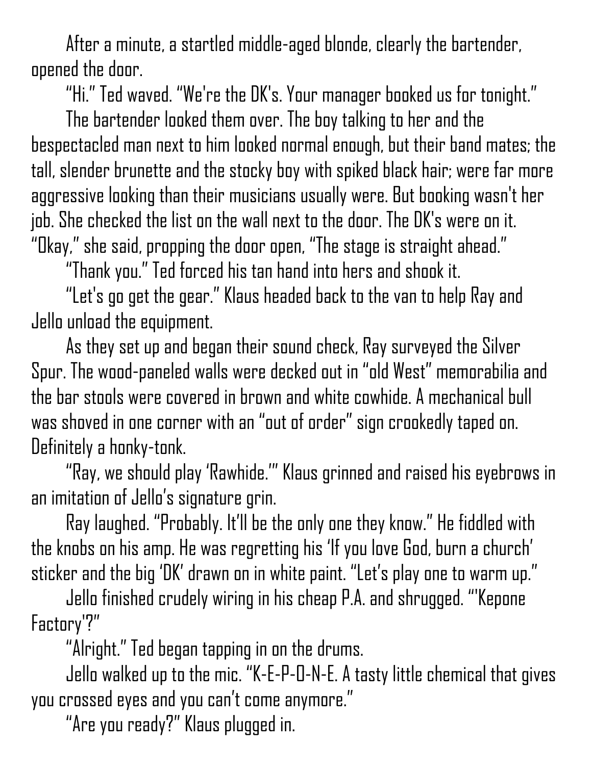After a minute, a startled middle-aged blonde, clearly the bartender, opened the door.

"Hi." Ted waved. "We're the DK's. Your manager booked us for tonight."

The bartender looked them over. The boy talking to her and the bespectacled man next to him looked normal enough, but their band mates; the tall, slender brunette and the stocky boy with spiked black hair; were far more aggressive looking than their musicians usually were. But booking wasn't her job. She checked the list on the wall next to the door. The DK's were on it. "Okay," she said, propping the door open, "The stage is straight ahead."

"Thank you." Ted forced his tan hand into hers and shook it.

"Let's go get the gear." Klaus headed back to the van to help Ray and Jello unload the equipment.

As they set up and began their sound check, Ray surveyed the Silver Spur. The wood-paneled walls were decked out in "old West" memorabilia and the bar stools were covered in brown and white cowhide. A mechanical bull was shoved in one corner with an "out of order" sign crookedly taped on. Definitely a honky-tonk.

"Ray, we should play 'Rawhide.'" Klaus grinned and raised his eyebrows in an imitation of Jello's signature grin.

Ray laughed. "Probably. It'll be the only one they know." He fiddled with the knobs on his amp. He was regretting his 'If you love God, burn a church' sticker and the big 'DK' drawn on in white paint. "Let's play one to warm up."

Jello finished crudely wiring in his cheap P.A. and shrugged. "'Kepone Factory'?"

"Alright." Ted began tapping in on the drums.

Jello walked up to the mic. "K-E-P-O-N-E. A tasty little chemical that gives you crossed eyes and you can't come anymore."

"Are you ready?" Klaus plugged in.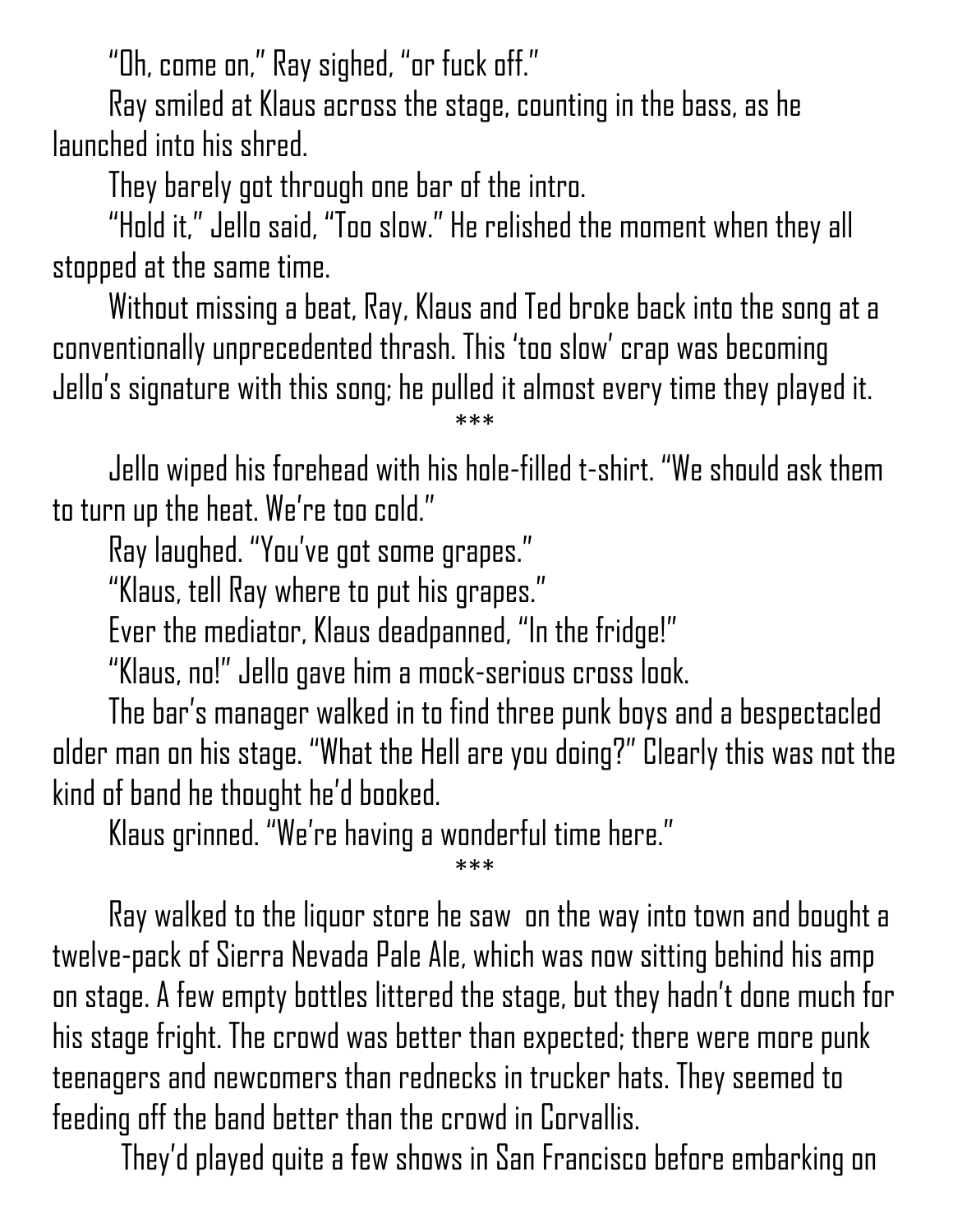"Oh, come on," Ray sighed, "or fuck off."

Ray smiled at Klaus across the stage, counting in the bass, as he launched into his shred.

They barely got through one bar of the intro.

"Hold it," Jello said, "Too slow." He relished the moment when they all stopped at the same time.

Without missing a beat, Ray, Klaus and Ted broke back into the song at a conventionally unprecedented thrash. This 'too slow' crap was becoming Jello's signature with this song; he pulled it almost every time they played it.

***

Jello wiped his forehead with his hole-filled t-shirt. "We should ask them to turn up the heat. We're too cold."

Ray laughed. "You've got some grapes."

"Klaus, tell Ray where to put his grapes."

Ever the mediator, Klaus deadpanned, "In the fridge!"

"Klaus, no!" Jello gave him a mock-serious cross look.

The bar's manager walked in to find three punk boys and a bespectacled older man on his stage. "What the Hell are you doing?" Clearly this was not the kind of band he thought he'd booked.

Klaus grinned. "We're having a wonderful time here."

***

Ray walked to the liquor store he saw on the way into town and bought a twelve-pack of Sierra Nevada Pale Ale, which was now sitting behind his amp on stage. A few empty bottles littered the stage, but they hadn't done much for his stage fright. The crowd was better than expected; there were more punk teenagers and newcomers than rednecks in trucker hats. They seemed to feeding off the band better than the crowd in Corvallis.

They'd played quite a few shows in San Francisco before embarking on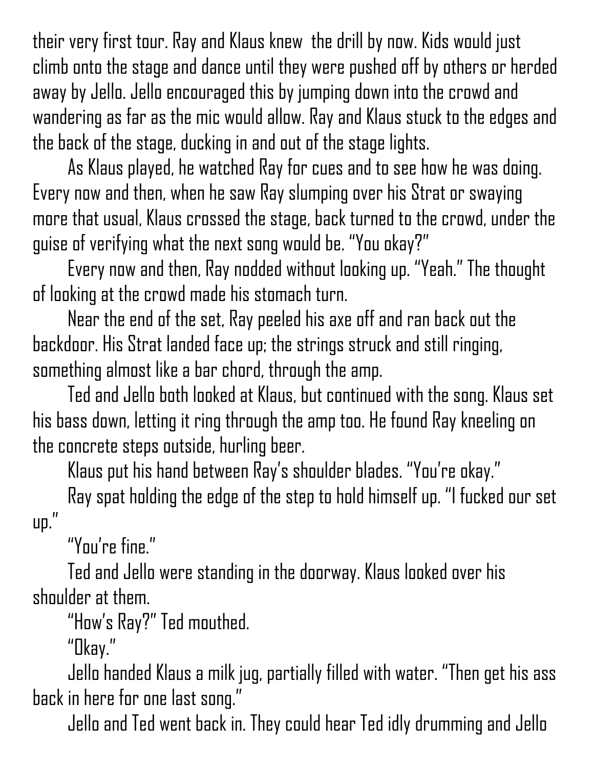their very first tour. Ray and Klaus knew  the drill by now. Kids would just climb onto the stage and dance until they were pushed off by others or herded away by Jello. Jello encouraged this by jumping down into the crowd and wandering as far as the mic would allow. Ray and Klaus stuck to the edges and the back of the stage, ducking in and out of the stage lights.

As Klaus played, he watched Ray for cues and to see how he was doing. Every now and then, when he saw Ray slumping over his Strat or swaying more that usual, Klaus crossed the stage, back turned to the crowd, under the guise of verifying what the next song would be. "You okay?"

Every now and then, Ray nodded without looking up. "Yeah." The thought of looking at the crowd made his stomach turn.

Near the end of the set, Ray peeled his axe off and ran back out the backdoor. His Strat landed face up; the strings struck and still ringing, something almost like a bar chord, through the amp.

Ted and Jello both looked at Klaus, but continued with the song. Klaus set his bass down, letting it ring through the amp too. He found Ray kneeling on the concrete steps outside, hurling beer.

Klaus put his hand between Ray's shoulder blades. "You're okay."

Ray spat holding the edge of the step to hold himself up. "I fucked our set up."

"You're fine."

Ted and Jello were standing in the doorway. Klaus looked over his shoulder at them.

"How's Ray?" Ted mouthed.

"Okay."

Jello handed Klaus a milk jug, partially filled with water. "Then get his ass back in here for one last song."

Jello and Ted went back in. They could hear Ted idly drumming and Jello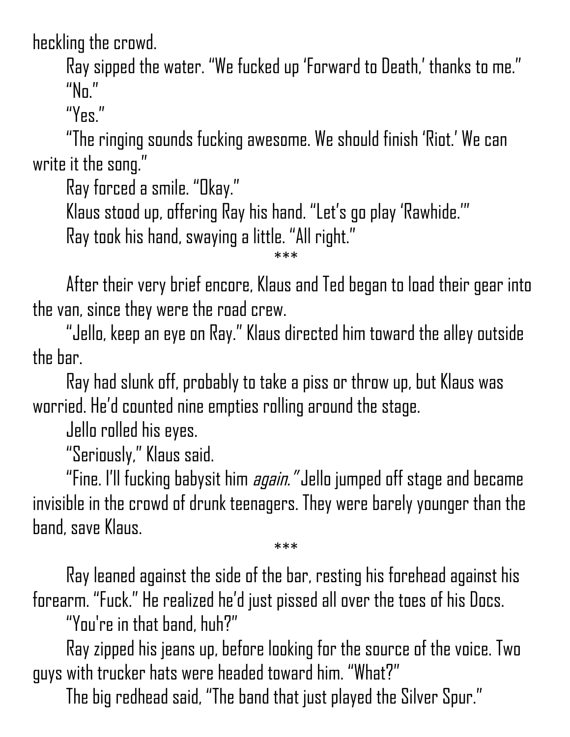heckling the crowd.

Ray sipped the water. "We fucked up 'Forward to Death,' thanks to me."

"No."

"Yes."

"The ringing sounds fucking awesome. We should finish 'Riot.' We can write it the song."

Ray forced a smile. "Okay."

Klaus stood up, offering Ray his hand. "Let's go play 'Rawhide.'"

Ray took his hand, swaying a little. "All right."

***

After their very brief encore, Klaus and Ted began to load their gear into the van, since they were the road crew.

"Jello, keep an eye on Ray." Klaus directed him toward the alley outside the bar.

Ray had slunk off, probably to take a piss or throw up, but Klaus was worried. He'd counted nine empties rolling around the stage.

Jello rolled his eyes.

"Seriously," Klaus said.

"Fine. I'll fucking babysit him *again."* Jello jumped off stage and became invisible in the crowd of drunk teenagers. They were barely younger than the band, save Klaus.

***

Ray leaned against the side of the bar, resting his forehead against his forearm. "Fuck." He realized he'd just pissed all over the toes of his Docs.

"You're in that band, huh?"

Ray zipped his jeans up, before looking for the source of the voice. Two guys with trucker hats were headed toward him. "What?"

The big redhead said, "The band that just played the Silver Spur."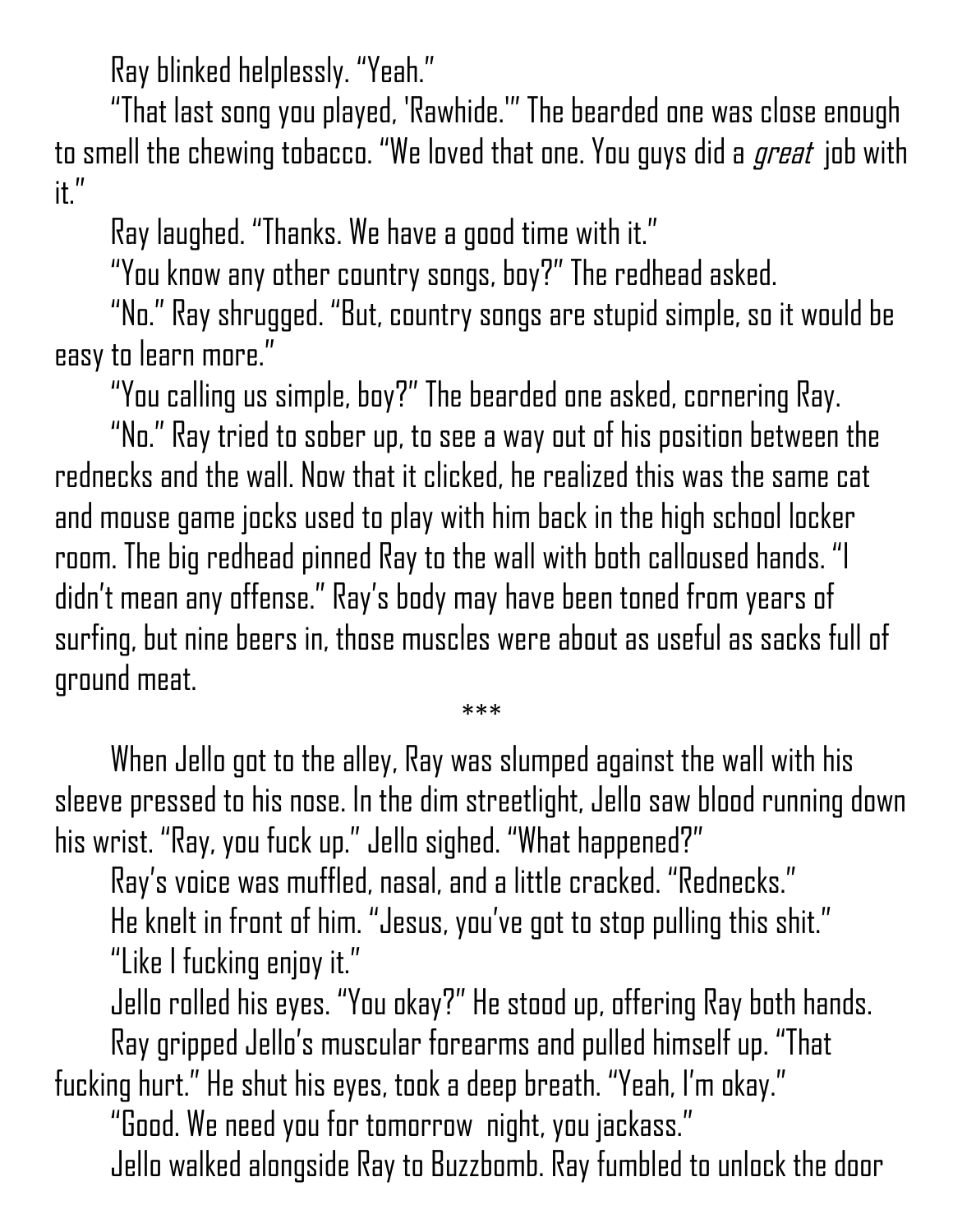Ray blinked helplessly. "Yeah."

"That last song you played, 'Rawhide.'" The bearded one was close enough to smell the chewing tobacco. "We loved that one. You guys did a *great* job with it."

Ray laughed. "Thanks. We have a good time with it."

"You know any other country songs, boy?" The redhead asked.

"No." Ray shrugged. "But, country songs are stupid simple, so it would be easy to learn more."

"You calling us simple, boy?" The bearded one asked, cornering Ray.

"No." Ray tried to sober up, to see a way out of his position between the rednecks and the wall. Now that it clicked, he realized this was the same cat and mouse game jocks used to play with him back in the high school locker room. The big redhead pinned Ray to the wall with both calloused hands. "I didn't mean any offense." Ray's body may have been toned from years of surfing, but nine beers in, those muscles were about as useful as sacks full of ground meat.

\*\*\*

When Jello got to the alley, Ray was slumped against the wall with his sleeve pressed to his nose. In the dim streetlight, Jello saw blood running down his wrist. "Ray, you fuck up." Jello sighed. "What happened?"

Ray's voice was muffled, nasal, and a little cracked. "Rednecks."

He knelt in front of him. "Jesus, you've got to stop pulling this shit."

"Like I fucking enjoy it."

Jello rolled his eyes. "You okay?" He stood up, offering Ray both hands.

Ray gripped Jello's muscular forearms and pulled himself up. "That fucking hurt." He shut his eyes, took a deep breath. "Yeah, I'm okay."

"Good. We need you for tomorrow night, you jackass."

Jello walked alongside Ray to Buzzbomb. Ray fumbled to unlock the door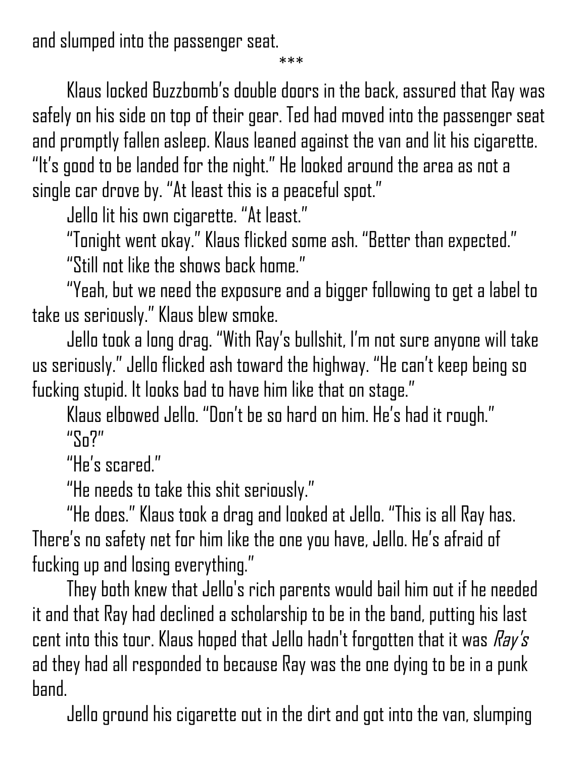and slumped into the passenger seat.

***

Klaus locked Buzzbomb's double doors in the back, assured that Ray was safely on his side on top of their gear. Ted had moved into the passenger seat and promptly fallen asleep. Klaus leaned against the van and lit his cigarette. "It's good to be landed for the night." He looked around the area as not a single car drove by. "At least this is a peaceful spot."

Jello lit his own cigarette. "At least."

"Tonight went okay." Klaus flicked some ash. "Better than expected."

"Still not like the shows back home."

"Yeah, but we need the exposure and a bigger following to get a label to take us seriously." Klaus blew smoke.

Jello took a long drag. "With Ray's bullshit, I'm not sure anyone will take us seriously." Jello flicked ash toward the highway. "He can't keep being so fucking stupid. It looks bad to have him like that on stage."

Klaus elbowed Jello. "Don't be so hard on him. He's had it rough."

"So?"

"He's scared."

"He needs to take this shit seriously."

"He does." Klaus took a drag and looked at Jello. "This is all Ray has. There's no safety net for him like the one you have, Jello. He's afraid of fucking up and losing everything."

They both knew that Jello's rich parents would bail him out if he needed it and that Ray had declined a scholarship to be in the band, putting his last cent into this tour. Klaus hoped that Jello hadn't forgotten that it was *Ray's* ad they had all responded to because Ray was the one dying to be in a punk band.

Jello ground his cigarette out in the dirt and got into the van, slumping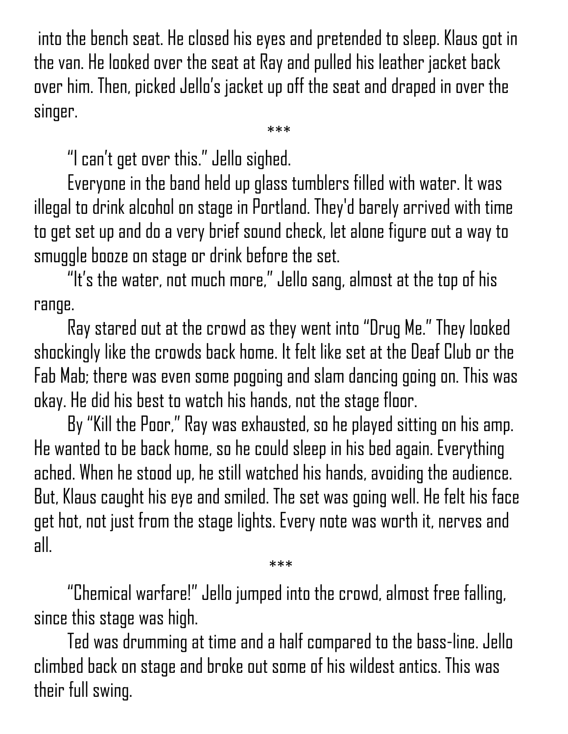into the bench seat. He closed his eyes and pretended to sleep. Klaus got in the van. He looked over the seat at Ray and pulled his leather jacket back over him. Then, picked Jello's jacket up off the seat and draped in over the singer.

***

"I can't get over this." Jello sighed.

Everyone in the band held up glass tumblers filled with water. It was illegal to drink alcohol on stage in Portland. They'd barely arrived with time to get set up and do a very brief sound check, let alone figure out a way to smuggle booze on stage or drink before the set.

"It's the water, not much more," Jello sang, almost at the top of his range.

Ray stared out at the crowd as they went into "Drug Me." They looked shockingly like the crowds back home. It felt like set at the Deaf Club or the Fab Mab; there was even some pogoing and slam dancing going on. This was okay. He did his best to watch his hands, not the stage floor.

By "Kill the Poor," Ray was exhausted, so he played sitting on his amp. He wanted to be back home, so he could sleep in his bed again. Everything ached. When he stood up, he still watched his hands, avoiding the audience. But, Klaus caught his eye and smiled. The set was going well. He felt his face get hot, not just from the stage lights. Every note was worth it, nerves and all.

***

"Chemical warfare!" Jello jumped into the crowd, almost free falling, since this stage was high.

Ted was drumming at time and a half compared to the bass-line. Jello climbed back on stage and broke out some of his wildest antics. This was their full swing.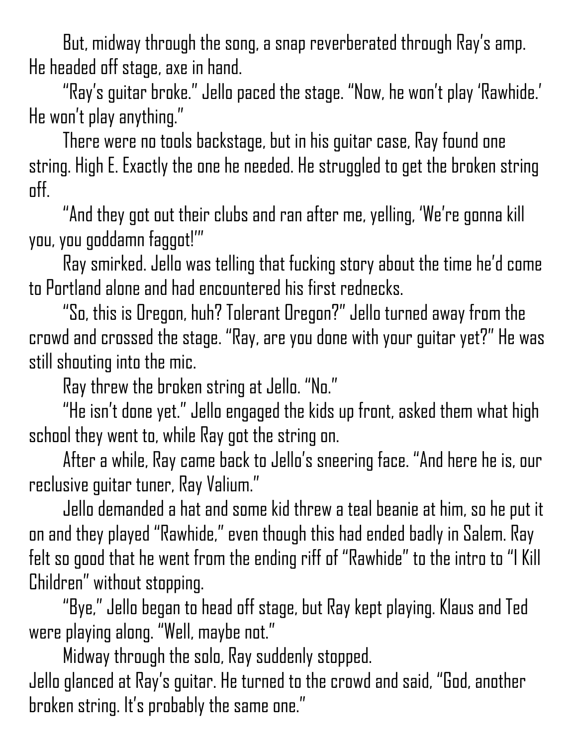But, midway through the song, a snap reverberated through Ray's amp. He headed off stage, axe in hand.

"Ray's guitar broke." Jello paced the stage. "Now, he won't play 'Rawhide.' He won't play anything."

There were no tools backstage, but in his guitar case, Ray found one string. High E. Exactly the one he needed. He struggled to get the broken string off.

"And they got out their clubs and ran after me, yelling, 'We're gonna kill you, you goddamn faggot!'"

Ray smirked. Jello was telling that fucking story about the time he'd come to Portland alone and had encountered his first rednecks.

"So, this is Oregon, huh? Tolerant Oregon?" Jello turned away from the crowd and crossed the stage. "Ray, are you done with your guitar yet?" He was still shouting into the mic.

Ray threw the broken string at Jello. "No."

"He isn't done yet." Jello engaged the kids up front, asked them what high school they went to, while Ray got the string on.

After a while, Ray came back to Jello's sneering face. "And here he is, our reclusive guitar tuner, Ray Valium."

Jello demanded a hat and some kid threw a teal beanie at him, so he put it on and they played "Rawhide," even though this had ended badly in Salem. Ray felt so good that he went from the ending riff of "Rawhide" to the intro to "I Kill Children" without stopping.

"Bye," Jello began to head off stage, but Ray kept playing. Klaus and Ted were playing along. "Well, maybe not."

Midway through the solo, Ray suddenly stopped.

Jello glanced at Ray's guitar. He turned to the crowd and said, "God, another broken string. It's probably the same one."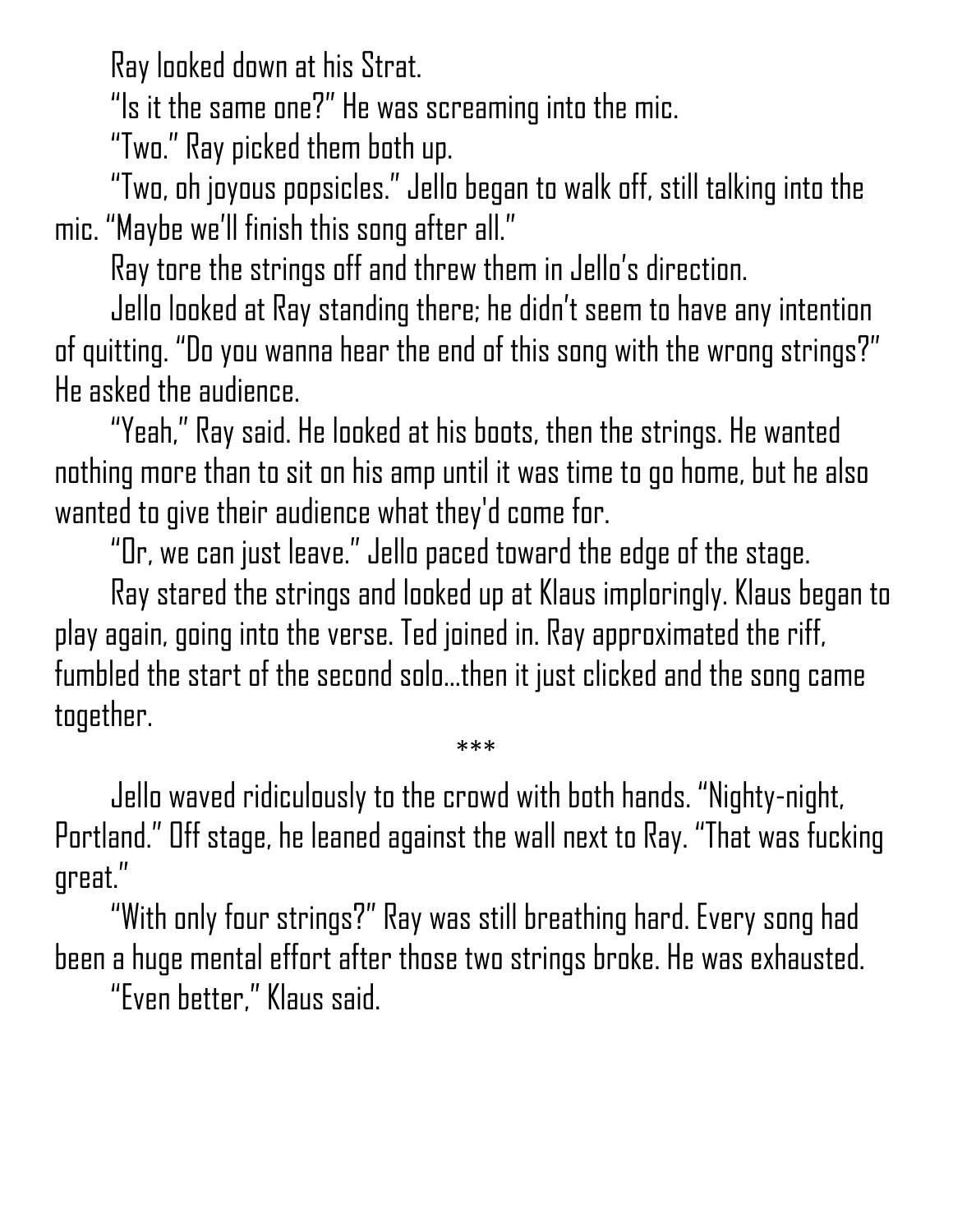Ray looked down at his Strat.

"Is it the same one?" He was screaming into the mic.

"Two." Ray picked them both up.

"Two, oh joyous popsicles." Jello began to walk off, still talking into the mic. "Maybe we'll finish this song after all."

Ray tore the strings off and threw them in Jello's direction.

Jello looked at Ray standing there; he didn't seem to have any intention of quitting. "Do you wanna hear the end of this song with the wrong strings?" He asked the audience.

"Yeah," Ray said. He looked at his boots, then the strings. He wanted nothing more than to sit on his amp until it was time to go home, but he also wanted to give their audience what they'd come for.

"Or, we can just leave." Jello paced toward the edge of the stage.

Ray stared the strings and looked up at Klaus imploringly. Klaus began to play again, going into the verse. Ted joined in. Ray approximated the riff, fumbled the start of the second solo…then it just clicked and the song came together.

***

Jello waved ridiculously to the crowd with both hands. "Nighty-night, Portland." Off stage, he leaned against the wall next to Ray. "That was fucking great."

"With only four strings?" Ray was still breathing hard. Every song had been a huge mental effort after those two strings broke. He was exhausted.

"Even better," Klaus said.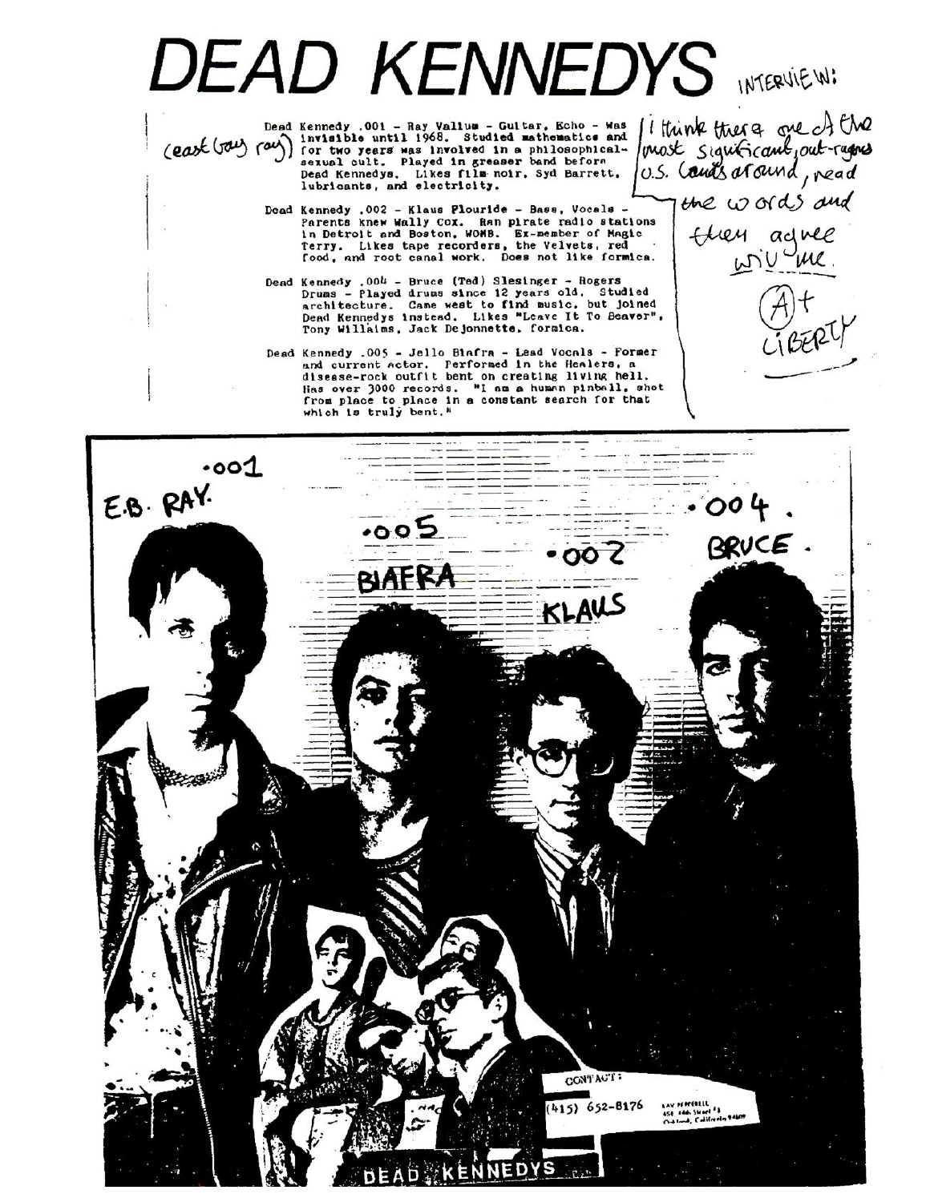# DEAD KENNEDYS

INTERVIEW:

(east bay ray) Dead Kennedy .001 - Ray Valium - Guitar, Echo - Was invisible until 1968. Studied mathematics and for two years was involved in a philosophical-sexual cult. Played in greaser band before Dead Kennedys. Likes film noir, Syd Barrett, lubricants, and electricity.

Dead Kennedy .002 - Klaus Flouride - Bass, Vocals - Parents knew Wally Cox. Ran pirate radio stations in Detroit and Boston, WOMB. Ex-member of Magic Terry. Likes tape recorders, the Velvets, red food, and root canal work. Does not like formica.

Dead Kennedy .004 - Bruce (Ted) Slesinger - Rogers Drums - Played drums since 12 years old. Studied architecture. Came west to find music, but joined Dead Kennedys instead. Likes "Leave It To Beaver", Tony Willaims, Jack DeJonnette, formica.

Dead Kennedy .005 - Jello Biafra - Lead Vocals - Former and current actor. Performed in the Healers, a disease-rock outfit bent on creating living hell. Has over 3000 records. "I am a human pinball, shot from place to place in a constant search for that which is truly bent."

I think there one of the most significant, out-ragous U.S. bands around, read the words and they agree wiv me.

(A)+ LIBERTY

.001 E.B. RAY.

.005 BIAFRA

.002 KLAUS

.004. BRUCE.

CONTACT:
(415) 652-8176

DEAD KENNEDYS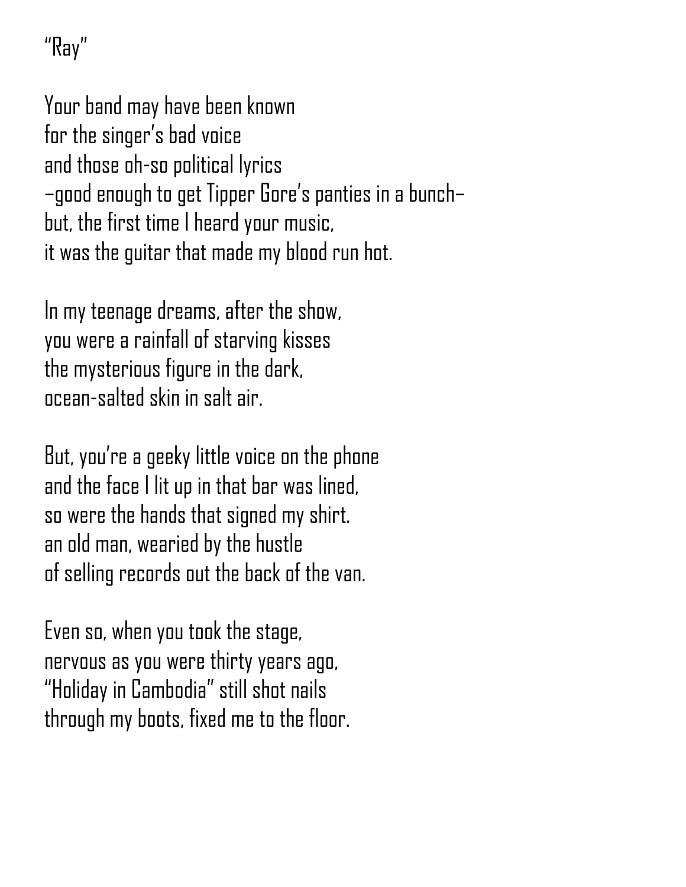"Ray"

Your band may have been known  
for the singer's bad voice  
and those oh-so political lyrics  
–good enough to get Tipper Gore's panties in a bunch–  
but, the first time I heard your music,  
it was the guitar that made my blood run hot.

In my teenage dreams, after the show,  
you were a rainfall of starving kisses  
the mysterious figure in the dark,  
ocean-salted skin in salt air.

But, you're a geeky little voice on the phone  
and the face I lit up in that bar was lined,  
so were the hands that signed my shirt.  
an old man, wearied by the hustle  
of selling records out the back of the van.

Even so, when you took the stage,  
nervous as you were thirty years ago,  
"Holiday in Cambodia" still shot nails  
through my boots, fixed me to the floor.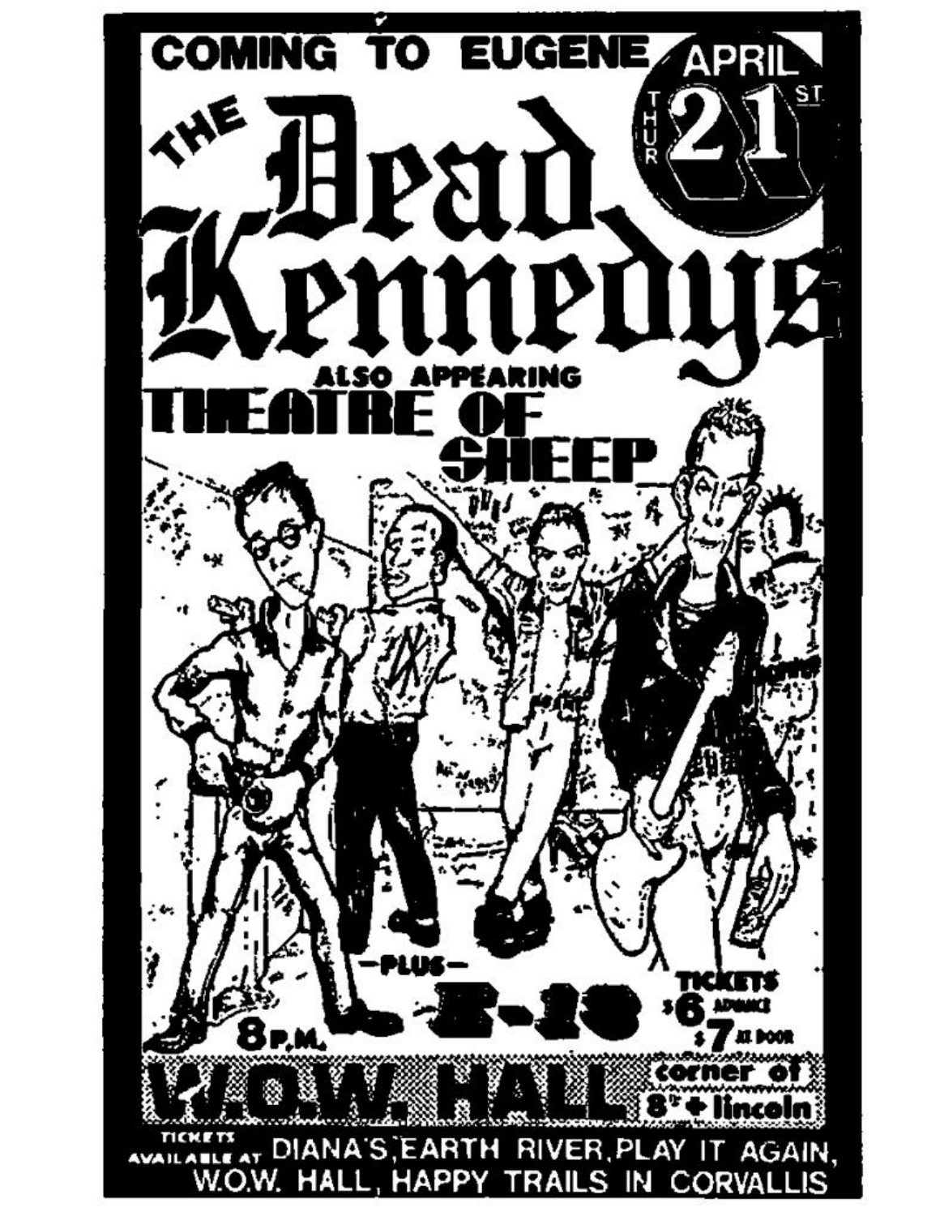COMING TO EUGENE

APRIL THUR 21ST

# THE Dead Kennedys

ALSO APPEARING

## THEATRE OF SHEEP

—PLUS—

## E-13

8 P.M.

TICKETS $6 ADVANCE $7 AT DOOR

## W.O.W. HALL

corner of 8th + lincoln

TICKETS AVAILABLE AT DIANA'S, EARTH RIVER, PLAY IT AGAIN, W.O.W. HALL, HAPPY TRAILS IN CORVALLIS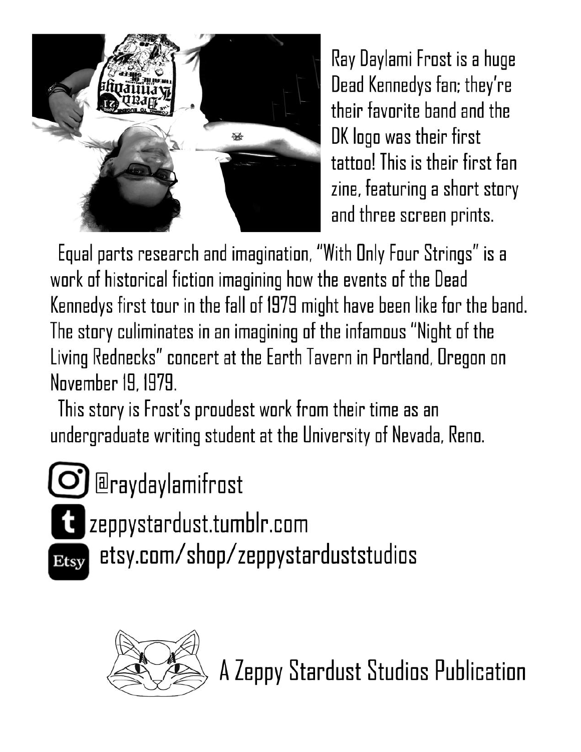Ray Daylami Frost is a huge Dead Kennedys fan; they're their favorite band and the DK logo was their first tattoo! This is their first fan zine, featuring a short story and three screen prints.

Equal parts research and imagination, "With Only Four Strings" is a work of historical fiction imagining how the events of the Dead Kennedys first tour in the fall of 1979 might have been like for the band. The story culiminates in an imagining of the infamous "Night of the Living Rednecks" concert at the Earth Tavern in Portland, Oregon on November 19, 1979.

This story is Frost's proudest work from their time as an undergraduate writing student at the University of Nevada, Reno.

@raydaylamifrost

zeppystardust.tumblr.com

etsy.com/shop/zeppystardustudios

A Zeppy Stardust Studios Publication